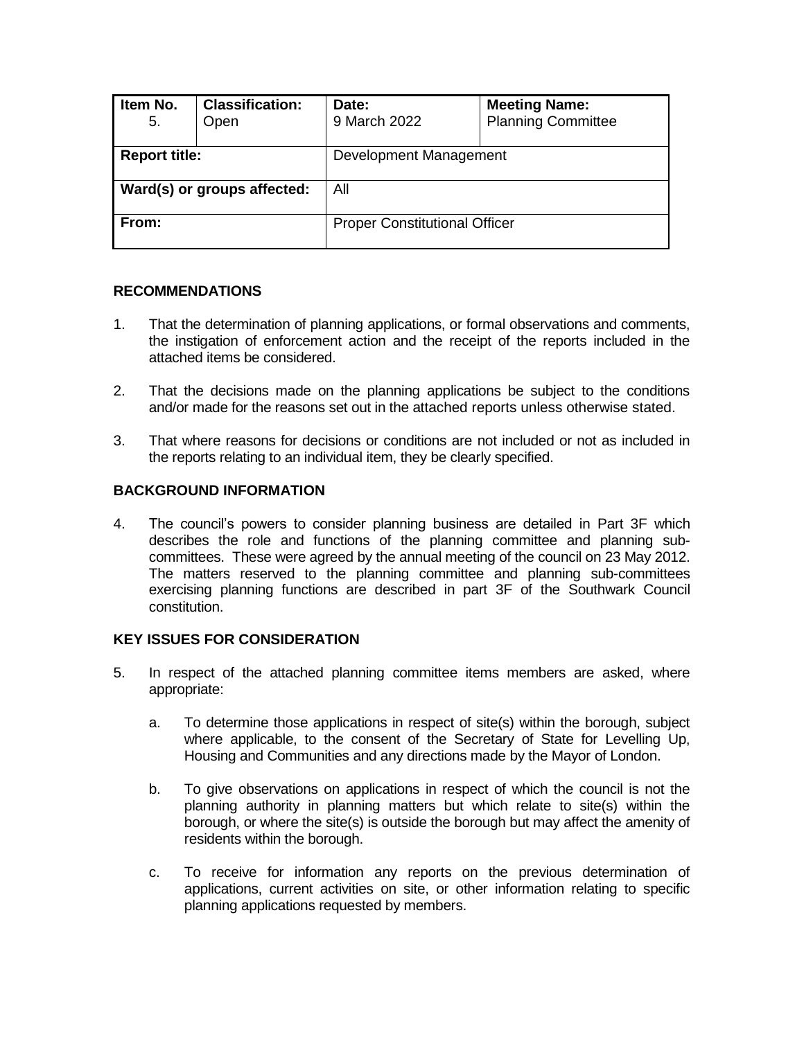| Item No. 5. | Classification: Open | Date: 9 March 2022 | Meeting Name: Planning Committee |
|---|---|---|---|
| **Report title:** | | Development Management | |
| **Ward(s) or groups affected:** | | All | |
| **From:** | | Proper Constitutional Officer | |

## RECOMMENDATIONS

1. That the determination of planning applications, or formal observations and comments, the instigation of enforcement action and the receipt of the reports included in the attached items be considered.

2. That the decisions made on the planning applications be subject to the conditions and/or made for the reasons set out in the attached reports unless otherwise stated.

3. That where reasons for decisions or conditions are not included or not as included in the reports relating to an individual item, they be clearly specified.

## BACKGROUND INFORMATION

4. The council's powers to consider planning business are detailed in Part 3F which describes the role and functions of the planning committee and planning sub-committees. These were agreed by the annual meeting of the council on 23 May 2012. The matters reserved to the planning committee and planning sub-committees exercising planning functions are described in part 3F of the Southwark Council constitution.

## KEY ISSUES FOR CONSIDERATION

5. In respect of the attached planning committee items members are asked, where appropriate:

   a. To determine those applications in respect of site(s) within the borough, subject where applicable, to the consent of the Secretary of State for Levelling Up, Housing and Communities and any directions made by the Mayor of London.

   b. To give observations on applications in respect of which the council is not the planning authority in planning matters but which relate to site(s) within the borough, or where the site(s) is outside the borough but may affect the amenity of residents within the borough.

   c. To receive for information any reports on the previous determination of applications, current activities on site, or other information relating to specific planning applications requested by members.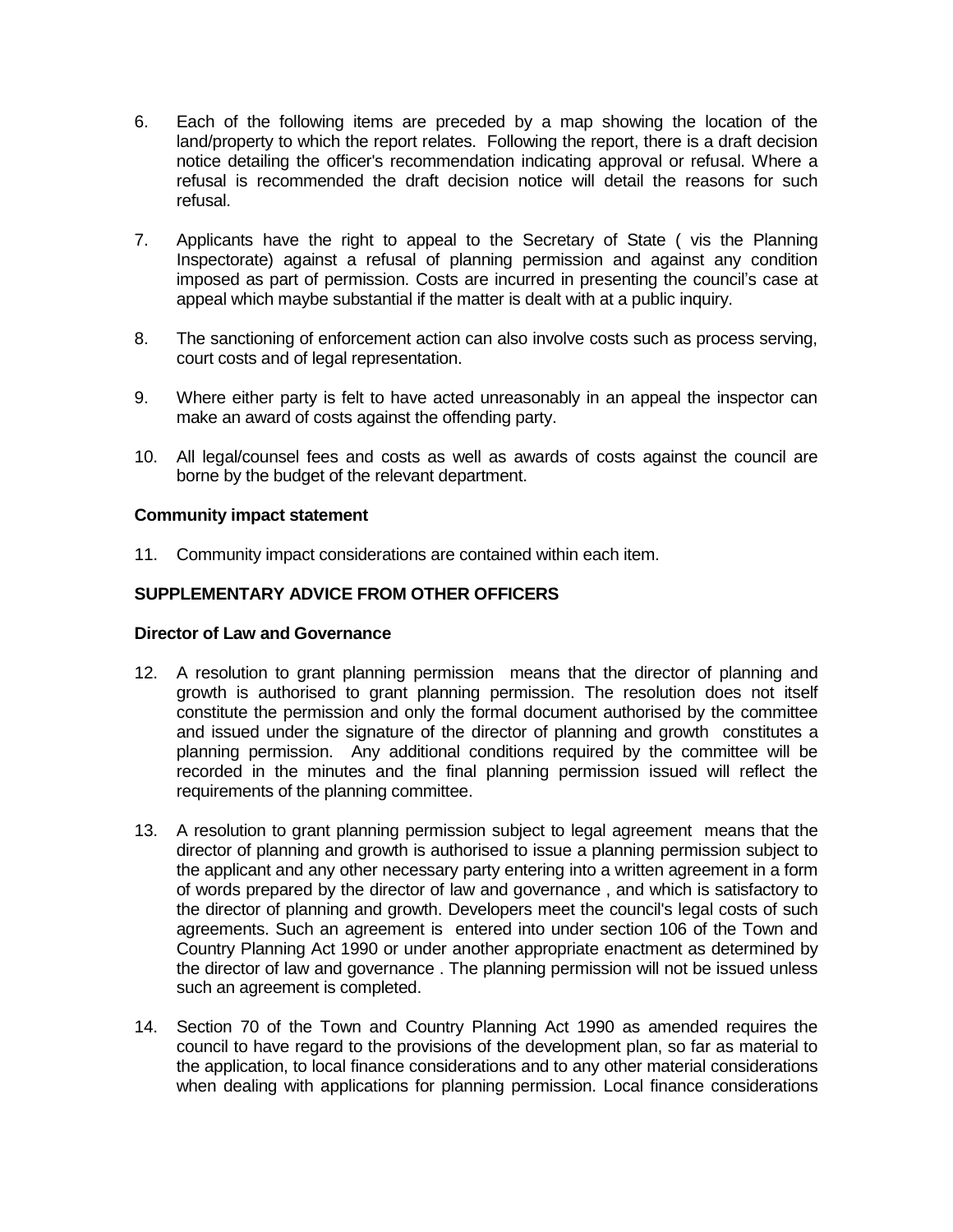6. Each of the following items are preceded by a map showing the location of the land/property to which the report relates. Following the report, there is a draft decision notice detailing the officer's recommendation indicating approval or refusal. Where a refusal is recommended the draft decision notice will detail the reasons for such refusal.

7. Applicants have the right to appeal to the Secretary of State ( vis the Planning Inspectorate) against a refusal of planning permission and against any condition imposed as part of permission. Costs are incurred in presenting the council's case at appeal which maybe substantial if the matter is dealt with at a public inquiry.

8. The sanctioning of enforcement action can also involve costs such as process serving, court costs and of legal representation.

9. Where either party is felt to have acted unreasonably in an appeal the inspector can make an award of costs against the offending party.

10. All legal/counsel fees and costs as well as awards of costs against the council are borne by the budget of the relevant department.

**Community impact statement**

11. Community impact considerations are contained within each item.

**SUPPLEMENTARY ADVICE FROM OTHER OFFICERS**

**Director of Law and Governance**

12. A resolution to grant planning permission means that the director of planning and growth is authorised to grant planning permission. The resolution does not itself constitute the permission and only the formal document authorised by the committee and issued under the signature of the director of planning and growth constitutes a planning permission. Any additional conditions required by the committee will be recorded in the minutes and the final planning permission issued will reflect the requirements of the planning committee.

13. A resolution to grant planning permission subject to legal agreement means that the director of planning and growth is authorised to issue a planning permission subject to the applicant and any other necessary party entering into a written agreement in a form of words prepared by the director of law and governance , and which is satisfactory to the director of planning and growth. Developers meet the council's legal costs of such agreements. Such an agreement is entered into under section 106 of the Town and Country Planning Act 1990 or under another appropriate enactment as determined by the director of law and governance . The planning permission will not be issued unless such an agreement is completed.

14. Section 70 of the Town and Country Planning Act 1990 as amended requires the council to have regard to the provisions of the development plan, so far as material to the application, to local finance considerations and to any other material considerations when dealing with applications for planning permission. Local finance considerations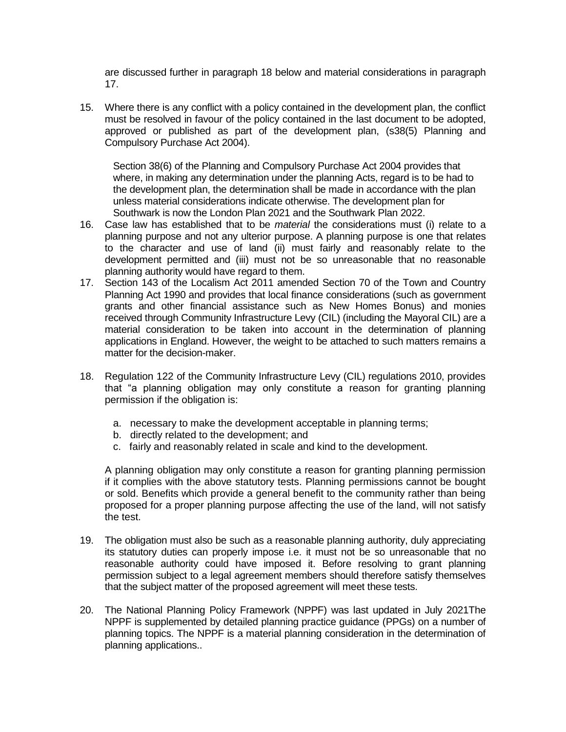are discussed further in paragraph 18 below and material considerations in paragraph 17.

15. Where there is any conflict with a policy contained in the development plan, the conflict must be resolved in favour of the policy contained in the last document to be adopted, approved or published as part of the development plan, (s38(5) Planning and Compulsory Purchase Act 2004).

    Section 38(6) of the Planning and Compulsory Purchase Act 2004 provides that where, in making any determination under the planning Acts, regard is to be had to the development plan, the determination shall be made in accordance with the plan unless material considerations indicate otherwise. The development plan for Southwark is now the London Plan 2021 and the Southwark Plan 2022.

16. Case law has established that to be *material* the considerations must (i) relate to a planning purpose and not any ulterior purpose. A planning purpose is one that relates to the character and use of land (ii) must fairly and reasonably relate to the development permitted and (iii) must not be so unreasonable that no reasonable planning authority would have regard to them.

17. Section 143 of the Localism Act 2011 amended Section 70 of the Town and Country Planning Act 1990 and provides that local finance considerations (such as government grants and other financial assistance such as New Homes Bonus) and monies received through Community Infrastructure Levy (CIL) (including the Mayoral CIL) are a material consideration to be taken into account in the determination of planning applications in England. However, the weight to be attached to such matters remains a matter for the decision-maker.

18. Regulation 122 of the Community Infrastructure Levy (CIL) regulations 2010, provides that "a planning obligation may only constitute a reason for granting planning permission if the obligation is:

    a. necessary to make the development acceptable in planning terms;
    b. directly related to the development; and
    c. fairly and reasonably related in scale and kind to the development.

    A planning obligation may only constitute a reason for granting planning permission if it complies with the above statutory tests. Planning permissions cannot be bought or sold. Benefits which provide a general benefit to the community rather than being proposed for a proper planning purpose affecting the use of the land, will not satisfy the test.

19. The obligation must also be such as a reasonable planning authority, duly appreciating its statutory duties can properly impose i.e. it must not be so unreasonable that no reasonable authority could have imposed it. Before resolving to grant planning permission subject to a legal agreement members should therefore satisfy themselves that the subject matter of the proposed agreement will meet these tests.

20. The National Planning Policy Framework (NPPF) was last updated in July 2021The NPPF is supplemented by detailed planning practice guidance (PPGs) on a number of planning topics. The NPPF is a material planning consideration in the determination of planning applications..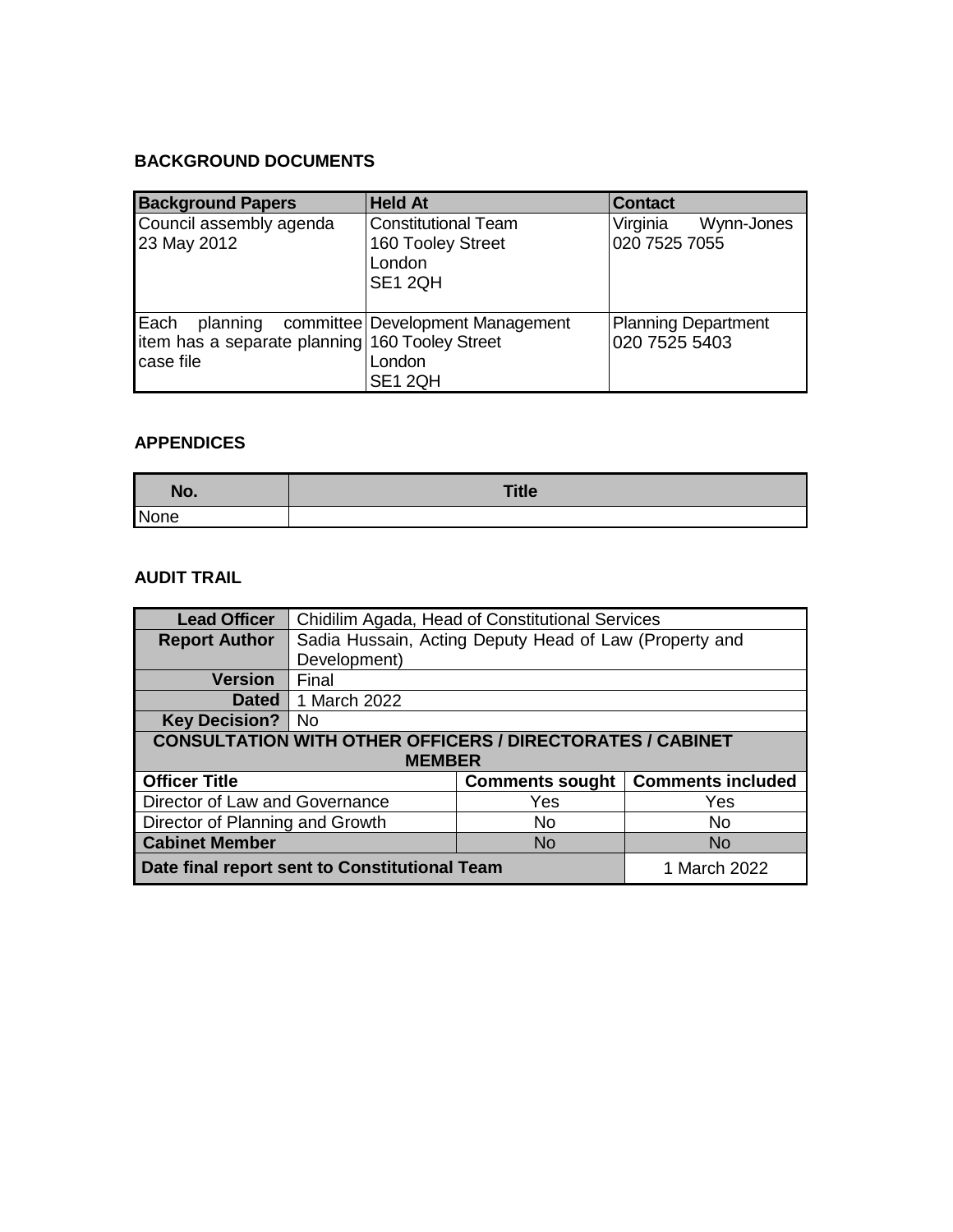### BACKGROUND DOCUMENTS

| Background Papers | Held At | Contact |
|---|---|---|
| Council assembly agenda 23 May 2012 | Constitutional Team<br>160 Tooley Street<br>London<br>SE1 2QH | Virginia Wynn-Jones<br>020 7525 7055 |
| Each planning committee item has a separate planning case file | Development Management<br>160 Tooley Street<br>London<br>SE1 2QH | Planning Department<br>020 7525 5403 |

### APPENDICES

| No. | Title |
|---|---|
| None | |

### AUDIT TRAIL

| | | | |
|---|---|---|---|
| **Lead Officer** | Chidilim Agada, Head of Constitutional Services | | |
| **Report Author** | Sadia Hussain, Acting Deputy Head of Law (Property and Development) | | |
| **Version** | Final | | |
| **Dated** | 1 March 2022 | | |
| **Key Decision?** | No | | |
| **CONSULTATION WITH OTHER OFFICERS / DIRECTORATES / CABINET MEMBER** | | | |
| **Officer Title** | | **Comments sought** | **Comments included** |
| Director of Law and Governance | | Yes | Yes |
| Director of Planning and Growth | | No | No |
| **Cabinet Member** | | No | No |
| **Date final report sent to Constitutional Team** | | | 1 March 2022 |